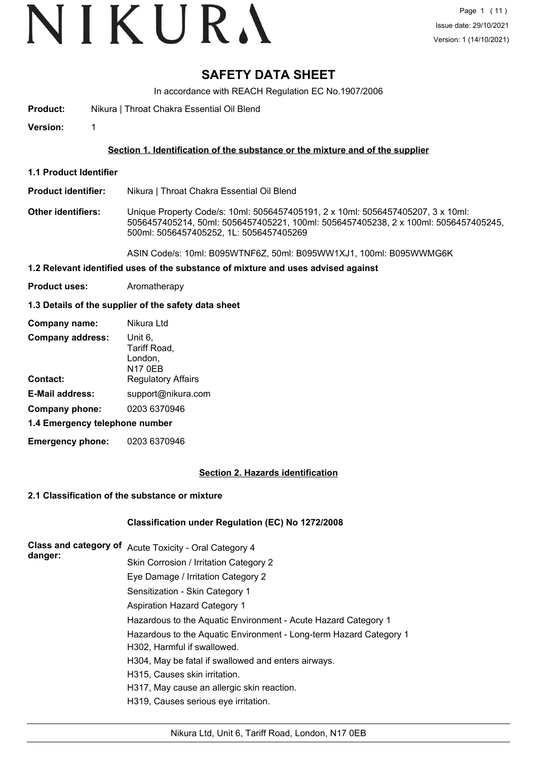# SAFETY DATA SHEET

In accordance with REACH Regulation EC No.1907/2006

**Product:** Nikura | Throat Chakra Essential Oil Blend

**Version:** 1

## Section 1. Identification of the substance or the mixture and of the supplier

### 1.1 Product Identifier

**Product identifier:** Nikura | Throat Chakra Essential Oil Blend

**Other identifiers:** Unique Property Code/s: 10ml: 5056457405191, 2 x 10ml: 5056457405207, 3 x 10ml: 5056457405214, 50ml: 5056457405221, 100ml: 5056457405238, 2 x 100ml: 5056457405245, 500ml: 5056457405252, 1L: 5056457405269

ASIN Code/s: 10ml: B095WTNF6Z, 50ml: B095WW1XJ1, 100ml: B095WWMG6K

### 1.2 Relevant identified uses of the substance of mixture and uses advised against

**Product uses:** Aromatherapy

### 1.3 Details of the supplier of the safety data sheet

**Company name:** Nikura Ltd

**Company address:** Unit 6,
Tariff Road,
London,
N17 0EB

**Contact:** Regulatory Affairs

**E-Mail address:** support@nikura.com

**Company phone:** 0203 6370946

### 1.4 Emergency telephone number

**Emergency phone:** 0203 6370946

## Section 2. Hazards identification

### 2.1 Classification of the substance or mixture

**Classification under Regulation (EC) No 1272/2008**

**Class and category of danger:**

Acute Toxicity - Oral Category 4
Skin Corrosion / Irritation Category 2
Eye Damage / Irritation Category 2
Sensitization - Skin Category 1
Aspiration Hazard Category 1
Hazardous to the Aquatic Environment - Acute Hazard Category 1
Hazardous to the Aquatic Environment - Long-term Hazard Category 1

H302, Harmful if swallowed.
H304, May be fatal if swallowed and enters airways.
H315, Causes skin irritation.
H317, May cause an allergic skin reaction.
H319, Causes serious eye irritation.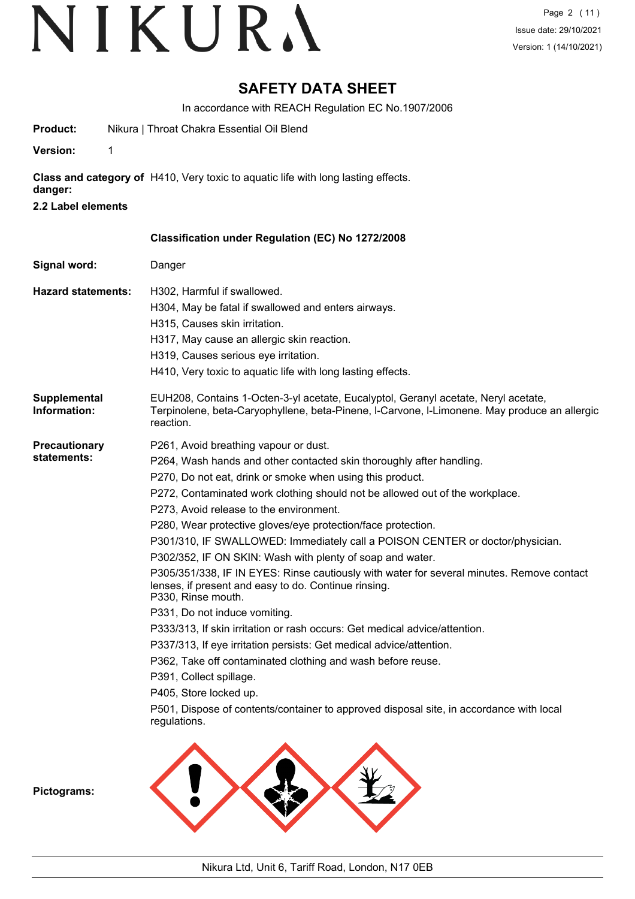# SAFETY DATA SHEET

In accordance with REACH Regulation EC No.1907/2006

**Product:** Nikura | Throat Chakra Essential Oil Blend

**Version:** 1

**Class and category of danger:** H410, Very toxic to aquatic life with long lasting effects.

**2.2 Label elements**

**Classification under Regulation (EC) No 1272/2008**

**Signal word:** Danger

**Hazard statements:**

H302, Harmful if swallowed.
H304, May be fatal if swallowed and enters airways.
H315, Causes skin irritation.
H317, May cause an allergic skin reaction.
H319, Causes serious eye irritation.
H410, Very toxic to aquatic life with long lasting effects.

**Supplemental Information:** EUH208, Contains 1-Octen-3-yl acetate, Eucalyptol, Geranyl acetate, Neryl acetate, Terpinolene, beta-Caryophyllene, beta-Pinene, l-Carvone, l-Limonene. May produce an allergic reaction.

**Precautionary statements:**

P261, Avoid breathing vapour or dust.
P264, Wash hands and other contacted skin thoroughly after handling.
P270, Do not eat, drink or smoke when using this product.
P272, Contaminated work clothing should not be allowed out of the workplace.
P273, Avoid release to the environment.
P280, Wear protective gloves/eye protection/face protection.
P301/310, IF SWALLOWED: Immediately call a POISON CENTER or doctor/physician.
P302/352, IF ON SKIN: Wash with plenty of soap and water.
P305/351/338, IF IN EYES: Rinse cautiously with water for several minutes. Remove contact lenses, if present and easy to do. Continue rinsing.
P330, Rinse mouth.
P331, Do not induce vomiting.
P333/313, If skin irritation or rash occurs: Get medical advice/attention.
P337/313, If eye irritation persists: Get medical advice/attention.
P362, Take off contaminated clothing and wash before reuse.
P391, Collect spillage.
P405, Store locked up.
P501, Dispose of contents/container to approved disposal site, in accordance with local regulations.

**Pictograms:**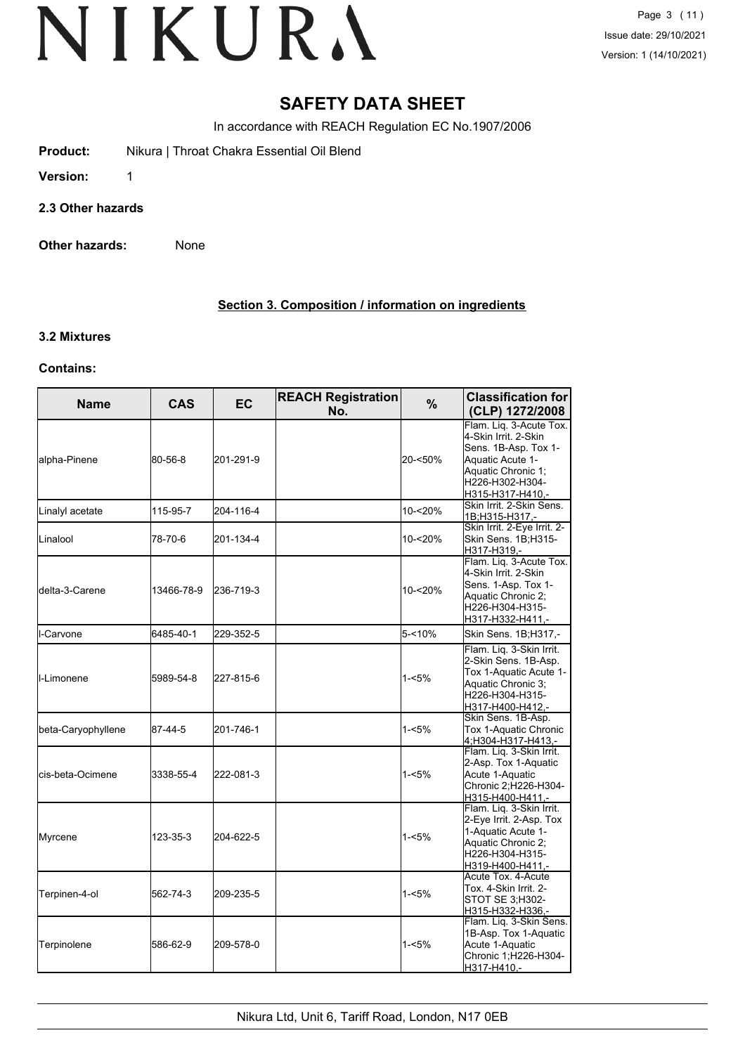# SAFETY DATA SHEET

In accordance with REACH Regulation EC No.1907/2006

**Product:** Nikura | Throat Chakra Essential Oil Blend

**Version:** 1

**2.3 Other hazards**

**Other hazards:** None

## Section 3. Composition / information on ingredients

**3.2 Mixtures**

**Contains:**

| Name | CAS | EC | REACH Registration No. | % | Classification for (CLP) 1272/2008 |
|---|---|---|---|---|---|
| alpha-Pinene | 80-56-8 | 201-291-9 | | 20-<50% | Flam. Liq. 3-Acute Tox. 4-Skin Irrit. 2-Skin Sens. 1B-Asp. Tox 1-Aquatic Acute 1-Aquatic Chronic 1;H226-H302-H304-H315-H317-H410,- |
| Linalyl acetate | 115-95-7 | 204-116-4 | | 10-<20% | Skin Irrit. 2-Skin Sens. 1B;H315-H317,- |
| Linalool | 78-70-6 | 201-134-4 | | 10-<20% | Skin Irrit. 2-Eye Irrit. 2-Skin Sens. 1B;H315-H317-H319,- |
| delta-3-Carene | 13466-78-9 | 236-719-3 | | 10-<20% | Flam. Liq. 3-Acute Tox. 4-Skin Irrit. 2-Skin Sens. 1-Asp. Tox 1-Aquatic Chronic 2;H226-H304-H315-H317-H332-H411,- |
| l-Carvone | 6485-40-1 | 229-352-5 | | 5-<10% | Skin Sens. 1B;H317,- |
| l-Limonene | 5989-54-8 | 227-815-6 | | 1-<5% | Flam. Liq. 3-Skin Irrit. 2-Skin Sens. 1B-Asp. Tox 1-Aquatic Acute 1-Aquatic Chronic 3;H226-H304-H315-H317-H400-H412,- |
| beta-Caryophyllene | 87-44-5 | 201-746-1 | | 1-<5% | Skin Sens. 1B-Asp. Tox 1-Aquatic Chronic 4;H304-H317-H413,- |
| cis-beta-Ocimene | 3338-55-4 | 222-081-3 | | 1-<5% | Flam. Liq. 3-Skin Irrit. 2-Asp. Tox 1-Aquatic Acute 1-Aquatic Chronic 2;H226-H304-H315-H400-H411,- |
| Myrcene | 123-35-3 | 204-622-5 | | 1-<5% | Flam. Liq. 3-Skin Irrit. 2-Eye Irrit. 2-Asp. Tox 1-Aquatic Acute 1-Aquatic Chronic 2;H226-H304-H315-H319-H400-H411,- |
| Terpinen-4-ol | 562-74-3 | 209-235-5 | | 1-<5% | Acute Tox. 4-Acute Tox. 4-Skin Irrit. 2-STOT SE 3;H302-H315-H332-H336,- |
| Terpinolene | 586-62-9 | 209-578-0 | | 1-<5% | Flam. Liq. 3-Skin Sens. 1B-Asp. Tox 1-Aquatic Acute 1-Aquatic Chronic 1;H226-H304-H317-H410,- |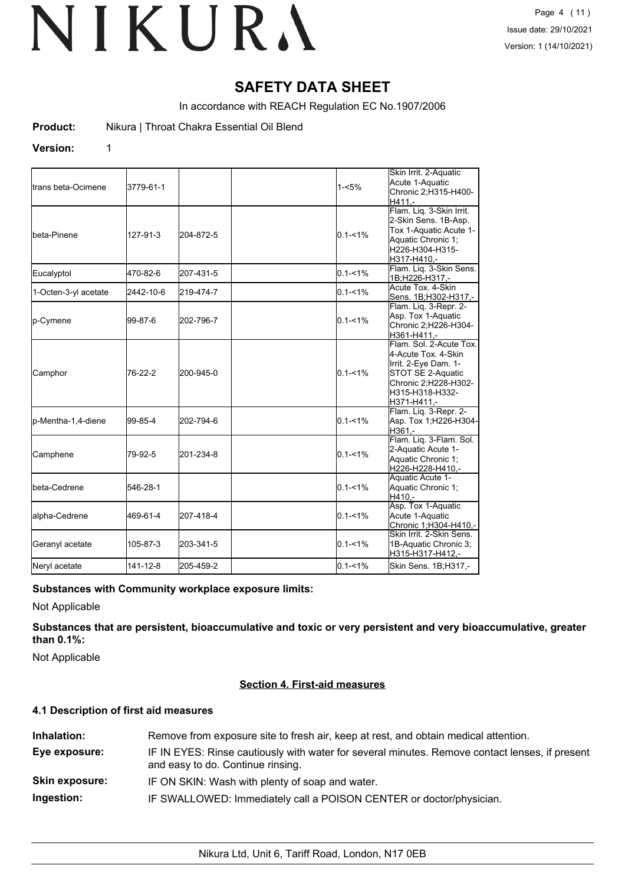# SAFETY DATA SHEET

In accordance with REACH Regulation EC No.1907/2006

**Product:** Nikura | Throat Chakra Essential Oil Blend

**Version:** 1

| | | | | | |
|---|---|---|---|---|---|
| trans beta-Ocimene | 3779-61-1 | | | 1-<5% | Skin Irrit. 2-Aquatic Acute 1-Aquatic Chronic 2;H315-H400-H411,- |
| beta-Pinene | 127-91-3 | 204-872-5 | | 0.1-<1% | Flam. Liq. 3-Skin Irrit. 2-Skin Sens. 1B-Asp. Tox 1-Aquatic Acute 1-Aquatic Chronic 1; H226-H304-H315-H317-H410,- |
| Eucalyptol | 470-82-6 | 207-431-5 | | 0.1-<1% | Flam. Liq. 3-Skin Sens. 1B;H226-H317,- |
| 1-Octen-3-yl acetate | 2442-10-6 | 219-474-7 | | 0.1-<1% | Acute Tox. 4-Skin Sens. 1B;H302-H317,- |
| p-Cymene | 99-87-6 | 202-796-7 | | 0.1-<1% | Flam. Liq. 3-Repr. 2-Asp. Tox 1-Aquatic Chronic 2;H226-H304-H361-H411,- |
| Camphor | 76-22-2 | 200-945-0 | | 0.1-<1% | Flam. Sol. 2-Acute Tox. 4-Acute Tox. 4-Skin Irrit. 2-Eye Dam. 1-STOT SE 2-Aquatic Chronic 2;H228-H302-H315-H318-H332-H371-H411,- |
| p-Mentha-1,4-diene | 99-85-4 | 202-794-6 | | 0.1-<1% | Flam. Liq. 3-Repr. 2-Asp. Tox 1;H226-H304-H361,- |
| Camphene | 79-92-5 | 201-234-8 | | 0.1-<1% | Flam. Liq. 3-Flam. Sol. 2-Aquatic Acute 1-Aquatic Chronic 1; H226-H228-H410,- |
| beta-Cedrene | 546-28-1 | | | 0.1-<1% | Aquatic Acute 1-Aquatic Chronic 1; H410,- |
| alpha-Cedrene | 469-61-4 | 207-418-4 | | 0.1-<1% | Asp. Tox 1-Aquatic Acute 1-Aquatic Chronic 1;H304-H410,- |
| Geranyl acetate | 105-87-3 | 203-341-5 | | 0.1-<1% | Skin Irrit. 2-Skin Sens. 1B-Aquatic Chronic 3; H315-H317-H412,- |
| Neryl acetate | 141-12-8 | 205-459-2 | | 0.1-<1% | Skin Sens. 1B;H317,- |

**Substances with Community workplace exposure limits:**

Not Applicable

**Substances that are persistent, bioaccumulative and toxic or very persistent and very bioaccumulative, greater than 0.1%:**

Not Applicable

## Section 4. First-aid measures

### 4.1 Description of first aid measures

**Inhalation:** Remove from exposure site to fresh air, keep at rest, and obtain medical attention.

**Eye exposure:** IF IN EYES: Rinse cautiously with water for several minutes. Remove contact lenses, if present and easy to do. Continue rinsing.

**Skin exposure:** IF ON SKIN: Wash with plenty of soap and water.

**Ingestion:** IF SWALLOWED: Immediately call a POISON CENTER or doctor/physician.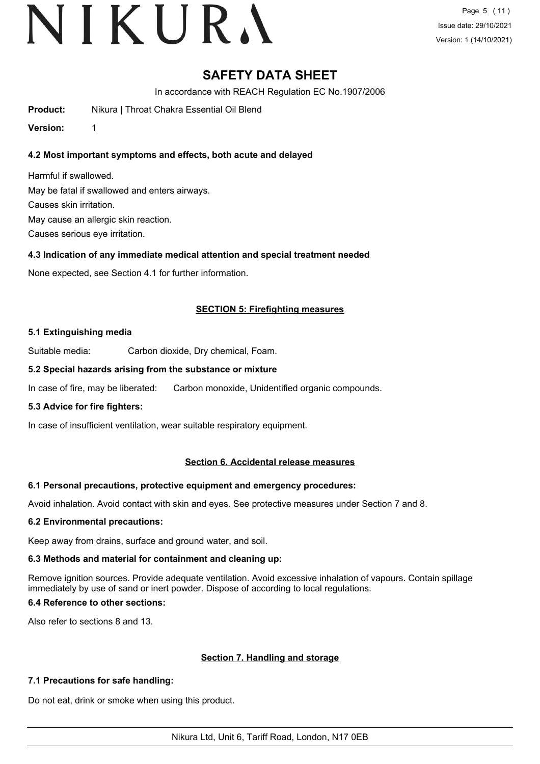# SAFETY DATA SHEET

In accordance with REACH Regulation EC No.1907/2006

**Product:** Nikura | Throat Chakra Essential Oil Blend

**Version:** 1

### 4.2 Most important symptoms and effects, both acute and delayed

Harmful if swallowed.

May be fatal if swallowed and enters airways.

Causes skin irritation.

May cause an allergic skin reaction.

Causes serious eye irritation.

### 4.3 Indication of any immediate medical attention and special treatment needed

None expected, see Section 4.1 for further information.

## SECTION 5: Firefighting measures

### 5.1 Extinguishing media

Suitable media: Carbon dioxide, Dry chemical, Foam.

### 5.2 Special hazards arising from the substance or mixture

In case of fire, may be liberated: Carbon monoxide, Unidentified organic compounds.

### 5.3 Advice for fire fighters:

In case of insufficient ventilation, wear suitable respiratory equipment.

## Section 6. Accidental release measures

### 6.1 Personal precautions, protective equipment and emergency procedures:

Avoid inhalation. Avoid contact with skin and eyes. See protective measures under Section 7 and 8.

### 6.2 Environmental precautions:

Keep away from drains, surface and ground water, and soil.

### 6.3 Methods and material for containment and cleaning up:

Remove ignition sources. Provide adequate ventilation. Avoid excessive inhalation of vapours. Contain spillage immediately by use of sand or inert powder. Dispose of according to local regulations.

### 6.4 Reference to other sections:

Also refer to sections 8 and 13.

## Section 7. Handling and storage

### 7.1 Precautions for safe handling:

Do not eat, drink or smoke when using this product.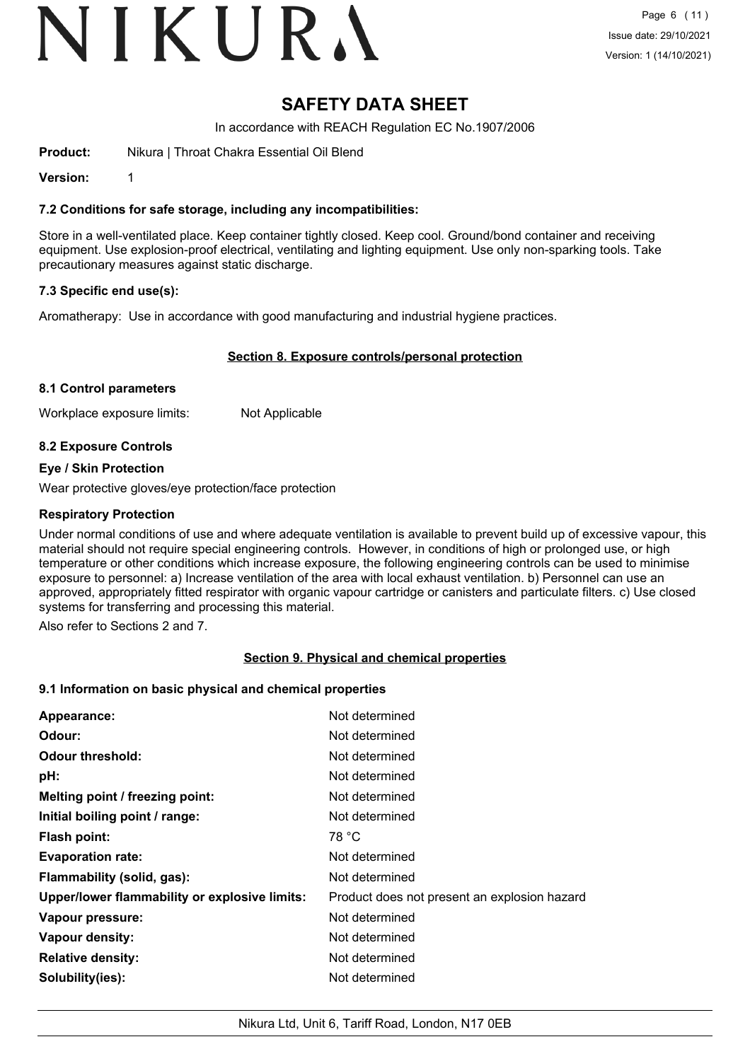# SAFETY DATA SHEET

In accordance with REACH Regulation EC No.1907/2006

**Product:** Nikura | Throat Chakra Essential Oil Blend

**Version:** 1

### 7.2 Conditions for safe storage, including any incompatibilities:

Store in a well-ventilated place. Keep container tightly closed. Keep cool. Ground/bond container and receiving equipment. Use explosion-proof electrical, ventilating and lighting equipment. Use only non-sparking tools. Take precautionary measures against static discharge.

### 7.3 Specific end use(s):

Aromatherapy: Use in accordance with good manufacturing and industrial hygiene practices.

## Section 8. Exposure controls/personal protection

### 8.1 Control parameters

Workplace exposure limits: Not Applicable

### 8.2 Exposure Controls

**Eye / Skin Protection**

Wear protective gloves/eye protection/face protection

**Respiratory Protection**

Under normal conditions of use and where adequate ventilation is available to prevent build up of excessive vapour, this material should not require special engineering controls. However, in conditions of high or prolonged use, or high temperature or other conditions which increase exposure, the following engineering controls can be used to minimise exposure to personnel: a) Increase ventilation of the area with local exhaust ventilation. b) Personnel can use an approved, appropriately fitted respirator with organic vapour cartridge or canisters and particulate filters. c) Use closed systems for transferring and processing this material.

Also refer to Sections 2 and 7.

## Section 9. Physical and chemical properties

### 9.1 Information on basic physical and chemical properties

| | |
|---|---|
| **Appearance:** | Not determined |
| **Odour:** | Not determined |
| **Odour threshold:** | Not determined |
| **pH:** | Not determined |
| **Melting point / freezing point:** | Not determined |
| **Initial boiling point / range:** | Not determined |
| **Flash point:** | 78 °C |
| **Evaporation rate:** | Not determined |
| **Flammability (solid, gas):** | Not determined |
| **Upper/lower flammability or explosive limits:** | Product does not present an explosion hazard |
| **Vapour pressure:** | Not determined |
| **Vapour density:** | Not determined |
| **Relative density:** | Not determined |
| **Solubility(ies):** | Not determined |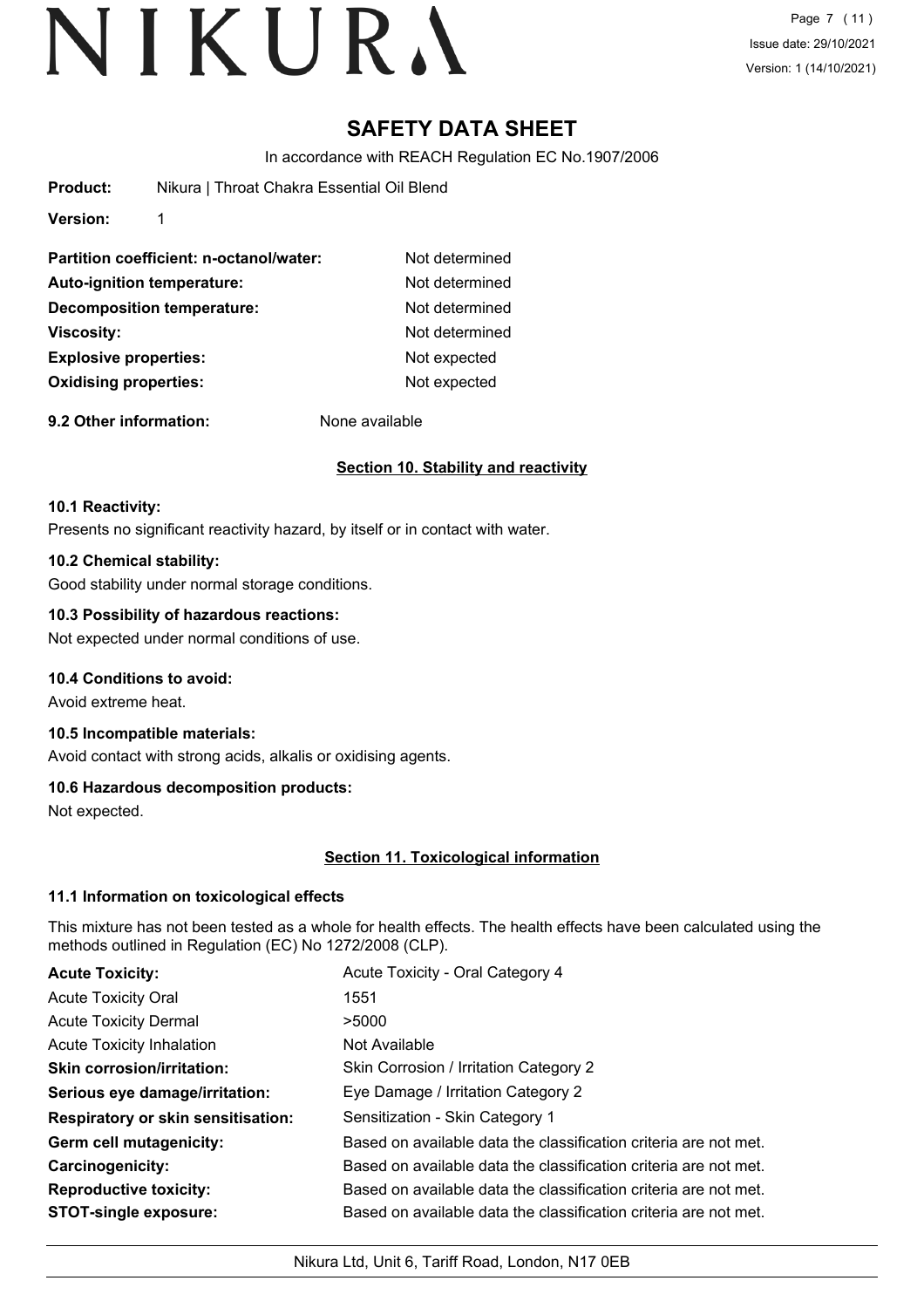# SAFETY DATA SHEET

In accordance with REACH Regulation EC No.1907/2006

**Product:** Nikura | Throat Chakra Essential Oil Blend

**Version:** 1

| | |
|---|---|
| **Partition coefficient: n-octanol/water:** | Not determined |
| **Auto-ignition temperature:** | Not determined |
| **Decomposition temperature:** | Not determined |
| **Viscosity:** | Not determined |
| **Explosive properties:** | Not expected |
| **Oxidising properties:** | Not expected |

**9.2 Other information:** None available

## Section 10. Stability and reactivity

### 10.1 Reactivity:

Presents no significant reactivity hazard, by itself or in contact with water.

### 10.2 Chemical stability:

Good stability under normal storage conditions.

### 10.3 Possibility of hazardous reactions:

Not expected under normal conditions of use.

### 10.4 Conditions to avoid:

Avoid extreme heat.

### 10.5 Incompatible materials:

Avoid contact with strong acids, alkalis or oxidising agents.

### 10.6 Hazardous decomposition products:

Not expected.

## Section 11. Toxicological information

### 11.1 Information on toxicological effects

This mixture has not been tested as a whole for health effects. The health effects have been calculated using the methods outlined in Regulation (EC) No 1272/2008 (CLP).

| | |
|---|---|
| **Acute Toxicity:** | Acute Toxicity - Oral Category 4 |
| Acute Toxicity Oral | 1551 |
| Acute Toxicity Dermal | >5000 |
| Acute Toxicity Inhalation | Not Available |
| **Skin corrosion/irritation:** | Skin Corrosion / Irritation Category 2 |
| **Serious eye damage/irritation:** | Eye Damage / Irritation Category 2 |
| **Respiratory or skin sensitisation:** | Sensitization - Skin Category 1 |
| **Germ cell mutagenicity:** | Based on available data the classification criteria are not met. |
| **Carcinogenicity:** | Based on available data the classification criteria are not met. |
| **Reproductive toxicity:** | Based on available data the classification criteria are not met. |
| **STOT-single exposure:** | Based on available data the classification criteria are not met. |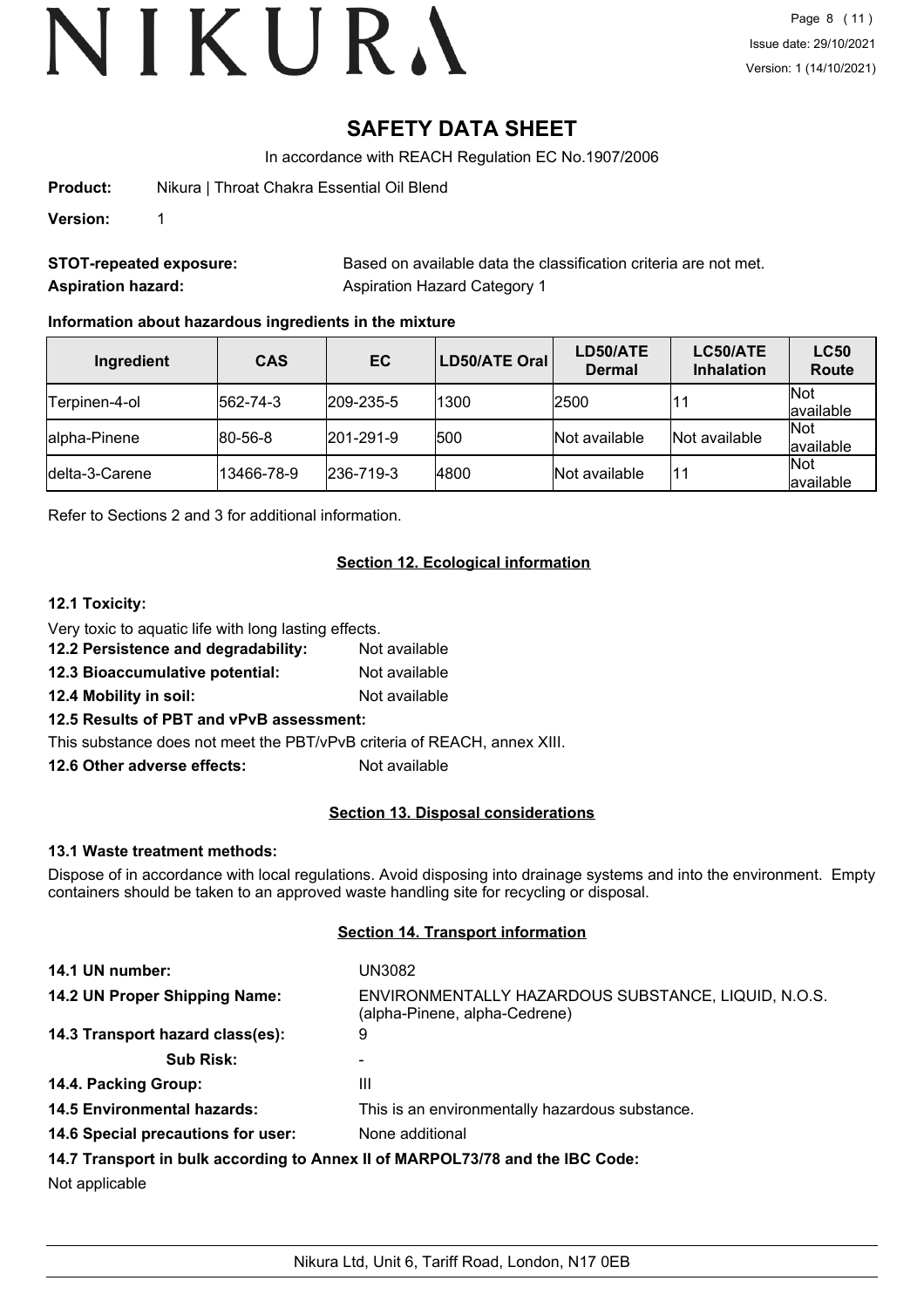# SAFETY DATA SHEET

In accordance with REACH Regulation EC No.1907/2006

**Product:** Nikura | Throat Chakra Essential Oil Blend

**Version:** 1

**STOT-repeated exposure:** Based on available data the classification criteria are not met.

**Aspiration hazard:** Aspiration Hazard Category 1

### Information about hazardous ingredients in the mixture

| Ingredient | CAS | EC | LD50/ATE Oral | LD50/ATE Dermal | LC50/ATE Inhalation | LC50 Route |
|---|---|---|---|---|---|---|
| Terpinen-4-ol | 562-74-3 | 209-235-5 | 1300 | 2500 | 11 | Not available |
| alpha-Pinene | 80-56-8 | 201-291-9 | 500 | Not available | Not available | Not available |
| delta-3-Carene | 13466-78-9 | 236-719-3 | 4800 | Not available | 11 | Not available |

Refer to Sections 2 and 3 for additional information.

## Section 12. Ecological information

### 12.1 Toxicity:

Very toxic to aquatic life with long lasting effects.

**12.2 Persistence and degradability:** Not available

**12.3 Bioaccumulative potential:** Not available

**12.4 Mobility in soil:** Not available

**12.5 Results of PBT and vPvB assessment:**

This substance does not meet the PBT/vPvB criteria of REACH, annex XIII.

**12.6 Other adverse effects:** Not available

## Section 13. Disposal considerations

### 13.1 Waste treatment methods:

Dispose of in accordance with local regulations. Avoid disposing into drainage systems and into the environment. Empty containers should be taken to an approved waste handling site for recycling or disposal.

## Section 14. Transport information

**14.1 UN number:** UN3082

**14.2 UN Proper Shipping Name:** ENVIRONMENTALLY HAZARDOUS SUBSTANCE, LIQUID, N.O.S. (alpha-Pinene, alpha-Cedrene)

**14.3 Transport hazard class(es):** 9

**Sub Risk:** -

**14.4. Packing Group:** III

**14.5 Environmental hazards:** This is an environmentally hazardous substance.

**14.6 Special precautions for user:** None additional

**14.7 Transport in bulk according to Annex II of MARPOL73/78 and the IBC Code:**

Not applicable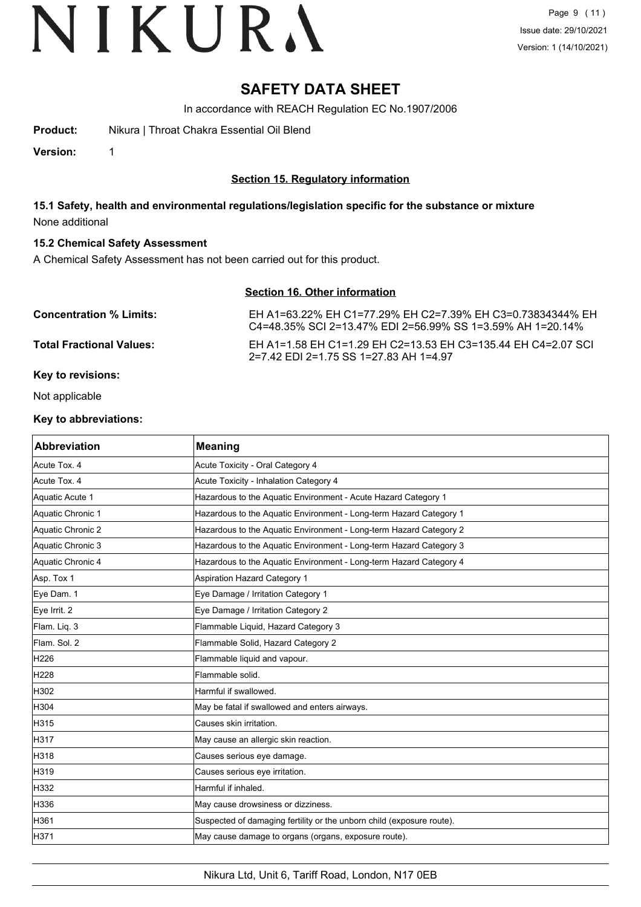# SAFETY DATA SHEET

In accordance with REACH Regulation EC No.1907/2006

**Product:** Nikura | Throat Chakra Essential Oil Blend

**Version:** 1

## Section 15. Regulatory information

### 15.1 Safety, health and environmental regulations/legislation specific for the substance or mixture

None additional

### 15.2 Chemical Safety Assessment

A Chemical Safety Assessment has not been carried out for this product.

## Section 16. Other information

**Concentration % Limits:** EH A1=63.22% EH C1=77.29% EH C2=7.39% EH C3=0.73834344% EH C4=48.35% SCI 2=13.47% EDI 2=56.99% SS 1=3.59% AH 1=20.14%

**Total Fractional Values:** EH A1=1.58 EH C1=1.29 EH C2=13.53 EH C3=135.44 EH C4=2.07 SCI 2=7.42 EDI 2=1.75 SS 1=27.83 AH 1=4.97

**Key to revisions:**

Not applicable

**Key to abbreviations:**

| Abbreviation | Meaning |
|---|---|
| Acute Tox. 4 | Acute Toxicity - Oral Category 4 |
| Acute Tox. 4 | Acute Toxicity - Inhalation Category 4 |
| Aquatic Acute 1 | Hazardous to the Aquatic Environment - Acute Hazard Category 1 |
| Aquatic Chronic 1 | Hazardous to the Aquatic Environment - Long-term Hazard Category 1 |
| Aquatic Chronic 2 | Hazardous to the Aquatic Environment - Long-term Hazard Category 2 |
| Aquatic Chronic 3 | Hazardous to the Aquatic Environment - Long-term Hazard Category 3 |
| Aquatic Chronic 4 | Hazardous to the Aquatic Environment - Long-term Hazard Category 4 |
| Asp. Tox 1 | Aspiration Hazard Category 1 |
| Eye Dam. 1 | Eye Damage / Irritation Category 1 |
| Eye Irrit. 2 | Eye Damage / Irritation Category 2 |
| Flam. Liq. 3 | Flammable Liquid, Hazard Category 3 |
| Flam. Sol. 2 | Flammable Solid, Hazard Category 2 |
| H226 | Flammable liquid and vapour. |
| H228 | Flammable solid. |
| H302 | Harmful if swallowed. |
| H304 | May be fatal if swallowed and enters airways. |
| H315 | Causes skin irritation. |
| H317 | May cause an allergic skin reaction. |
| H318 | Causes serious eye damage. |
| H319 | Causes serious eye irritation. |
| H332 | Harmful if inhaled. |
| H336 | May cause drowsiness or dizziness. |
| H361 | Suspected of damaging fertility or the unborn child (exposure route). |
| H371 | May cause damage to organs (organs, exposure route). |

Nikura Ltd, Unit 6, Tariff Road, London, N17 0EB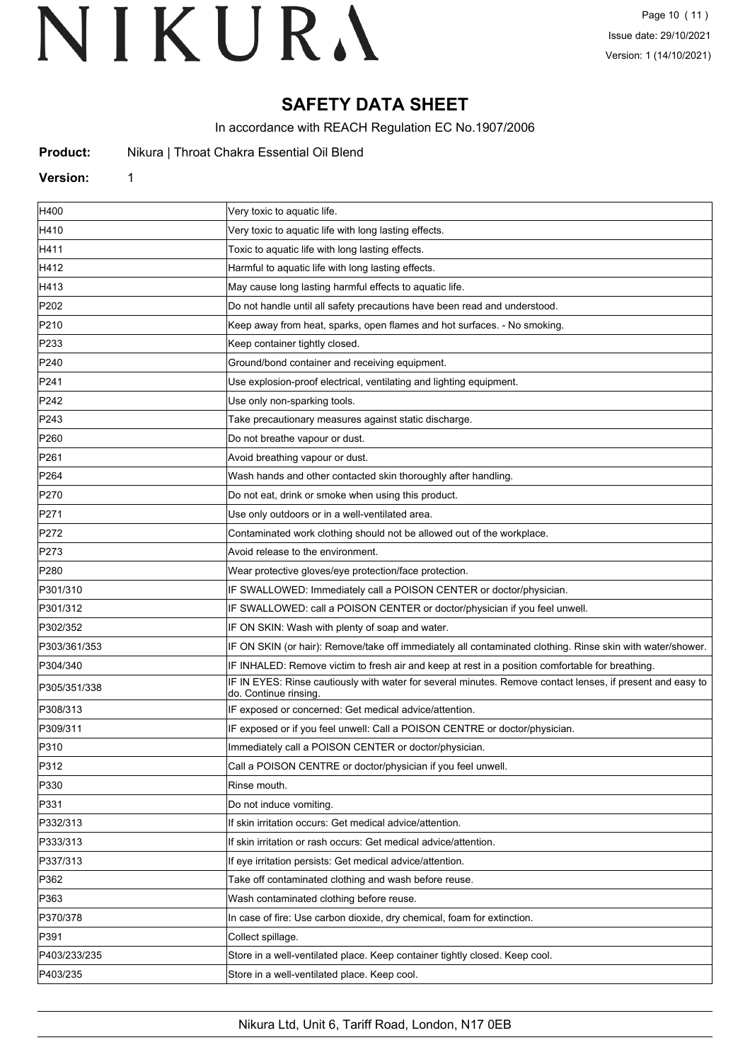# SAFETY DATA SHEET

In accordance with REACH Regulation EC No.1907/2006

**Product:** Nikura | Throat Chakra Essential Oil Blend

**Version:** 1

| | |
|---|---|
| H400 | Very toxic to aquatic life. |
| H410 | Very toxic to aquatic life with long lasting effects. |
| H411 | Toxic to aquatic life with long lasting effects. |
| H412 | Harmful to aquatic life with long lasting effects. |
| H413 | May cause long lasting harmful effects to aquatic life. |
| P202 | Do not handle until all safety precautions have been read and understood. |
| P210 | Keep away from heat, sparks, open flames and hot surfaces. - No smoking. |
| P233 | Keep container tightly closed. |
| P240 | Ground/bond container and receiving equipment. |
| P241 | Use explosion-proof electrical, ventilating and lighting equipment. |
| P242 | Use only non-sparking tools. |
| P243 | Take precautionary measures against static discharge. |
| P260 | Do not breathe vapour or dust. |
| P261 | Avoid breathing vapour or dust. |
| P264 | Wash hands and other contacted skin thoroughly after handling. |
| P270 | Do not eat, drink or smoke when using this product. |
| P271 | Use only outdoors or in a well-ventilated area. |
| P272 | Contaminated work clothing should not be allowed out of the workplace. |
| P273 | Avoid release to the environment. |
| P280 | Wear protective gloves/eye protection/face protection. |
| P301/310 | IF SWALLOWED: Immediately call a POISON CENTER or doctor/physician. |
| P301/312 | IF SWALLOWED: call a POISON CENTER or doctor/physician if you feel unwell. |
| P302/352 | IF ON SKIN: Wash with plenty of soap and water. |
| P303/361/353 | IF ON SKIN (or hair): Remove/take off immediately all contaminated clothing. Rinse skin with water/shower. |
| P304/340 | IF INHALED: Remove victim to fresh air and keep at rest in a position comfortable for breathing. |
| P305/351/338 | IF IN EYES: Rinse cautiously with water for several minutes. Remove contact lenses, if present and easy to do. Continue rinsing. |
| P308/313 | IF exposed or concerned: Get medical advice/attention. |
| P309/311 | IF exposed or if you feel unwell: Call a POISON CENTRE or doctor/physician. |
| P310 | Immediately call a POISON CENTER or doctor/physician. |
| P312 | Call a POISON CENTRE or doctor/physician if you feel unwell. |
| P330 | Rinse mouth. |
| P331 | Do not induce vomiting. |
| P332/313 | If skin irritation occurs: Get medical advice/attention. |
| P333/313 | If skin irritation or rash occurs: Get medical advice/attention. |
| P337/313 | If eye irritation persists: Get medical advice/attention. |
| P362 | Take off contaminated clothing and wash before reuse. |
| P363 | Wash contaminated clothing before reuse. |
| P370/378 | In case of fire: Use carbon dioxide, dry chemical, foam for extinction. |
| P391 | Collect spillage. |
| P403/233/235 | Store in a well-ventilated place. Keep container tightly closed. Keep cool. |
| P403/235 | Store in a well-ventilated place. Keep cool. |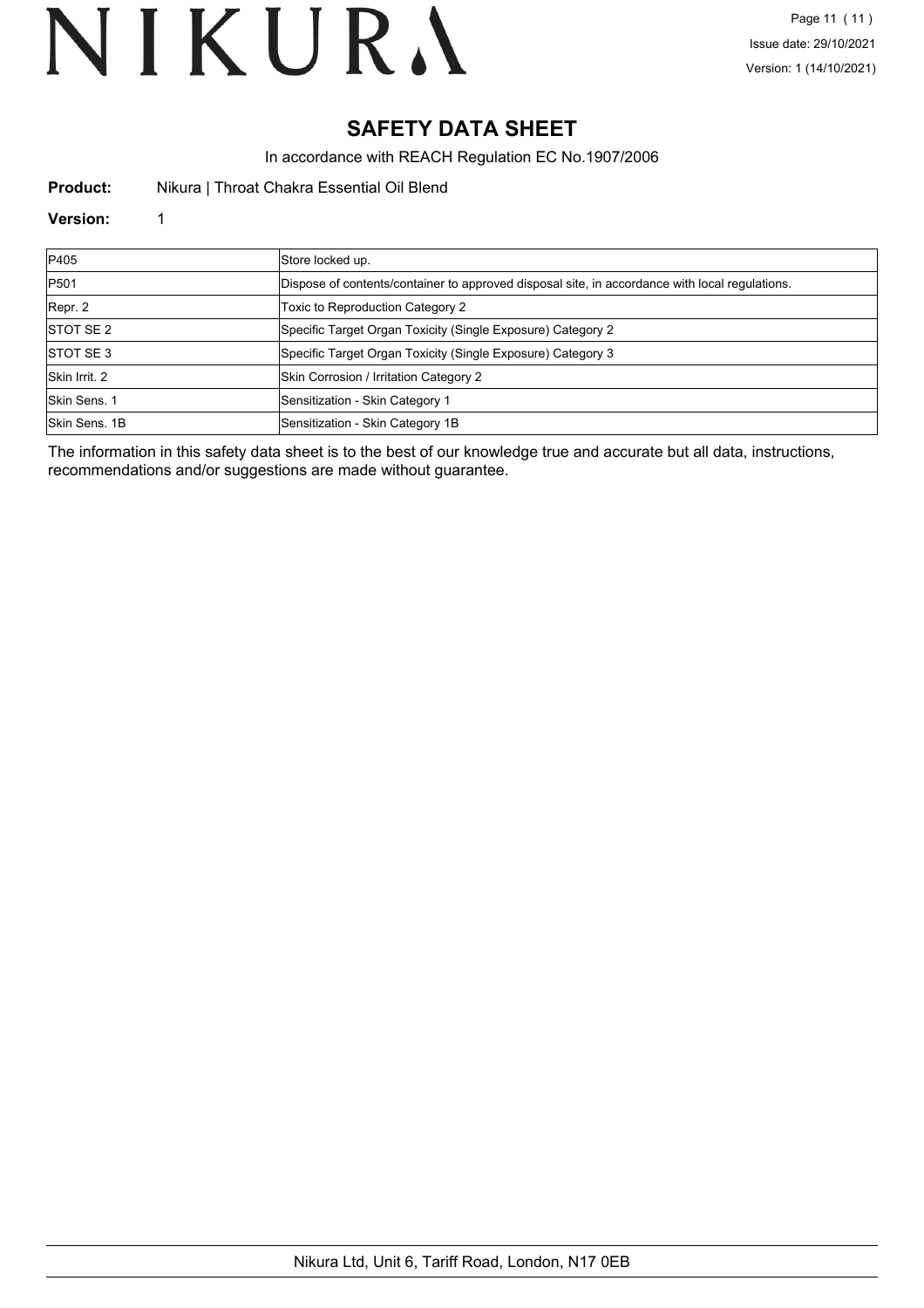| | |
|---|---|
| P405 | Store locked up. |
| P501 | Dispose of contents/container to approved disposal site, in accordance with local regulations. |
| Repr. 2 | Toxic to Reproduction Category 2 |
| STOT SE 2 | Specific Target Organ Toxicity (Single Exposure) Category 2 |
| STOT SE 3 | Specific Target Organ Toxicity (Single Exposure) Category 3 |
| Skin Irrit. 2 | Skin Corrosion / Irritation Category 2 |
| Skin Sens. 1 | Sensitization - Skin Category 1 |
| Skin Sens. 1B | Sensitization - Skin Category 1B |

The information in this safety data sheet is to the best of our knowledge true and accurate but all data, instructions, recommendations and/or suggestions are made without guarantee.